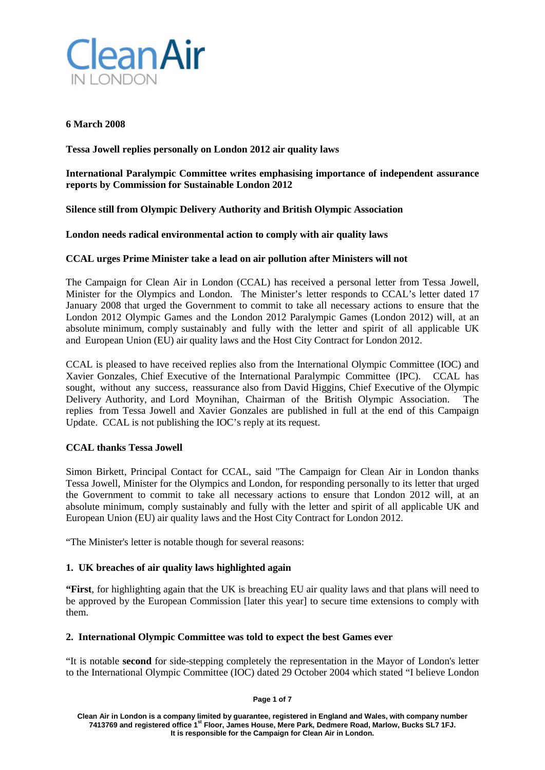**6 March 2008**

**Tessa Jowell replies personally on London 2012 air quality laws**

**International Paralympic Committee writes emphasising importance of independent assurance reports by Commission for Sustainable London 2012**

**Silence still from Olympic Delivery Authority and British Olympic Association**

**London needs radical environmental action to comply with air quality laws**

**CCAL urges Prime Minister take a lead on air pollution after Ministers will not**

The Campaign for Clean Air in London (CCAL) has received a personal letter from Tessa Jowell, Minister for the Olympics and London. The Minister's letter responds to CCAL's letter dated 17 January 2008 that urged the Government to commit to take all necessary actions to ensure that the London 2012 Olympic Games and the London 2012 Paralympic Games (London 2012) will, at an absolute minimum, comply sustainably and fully with the letter and spirit of all applicable UK and European Union (EU) air quality laws and the Host City Contract for London 2012.

CCAL is pleased to have received replies also from the International Olympic Committee (IOC) and Xavier Gonzales, Chief Executive of the International Paralympic Committee (IPC). CCAL has sought, without any success, reassurance also from David Higgins, Chief Executive of the Olympic Delivery Authority, and Lord Moynihan, Chairman of the British Olympic Association. The replies from Tessa Jowell and Xavier Gonzales are published in full at the end of this Campaign Update. CCAL is not publishing the IOC's reply at its request.

**CCAL thanks Tessa Jowell**

Simon Birkett, Principal Contact for CCAL, said "The Campaign for Clean Air in London thanks Tessa Jowell, Minister for the Olympics and London, for responding personally to its letter that urged the Government to commit to take all necessary actions to ensure that London 2012 will, at an absolute minimum, comply sustainably and fully with the letter and spirit of all applicable UK and European Union (EU) air quality laws and the Host City Contract for London 2012.

"The Minister's letter is notable though for several reasons:

**1. UK breaches of air quality laws highlighted again**

**"First**, for highlighting again that the UK is breaching EU air quality laws and that plans will need to be approved by the European Commission [later this year] to secure time extensions to comply with them.

**2. International Olympic Committee was told to expect the best Games ever**

"It is notable **second** for side-stepping completely the representation in the Mayor of London's letter to the International Olympic Committee (IOC) dated 29 October 2004 which stated "I believe London

Clean Air in London is a company limited by guarantee, registered in England and Wales, with company number 7413769 and registered office 1st Floor, James House, Mere Park, Dedmere Road, Marlow, Bucks SL7 1FJ. It is responsible for the Campaign for Clean Air in London.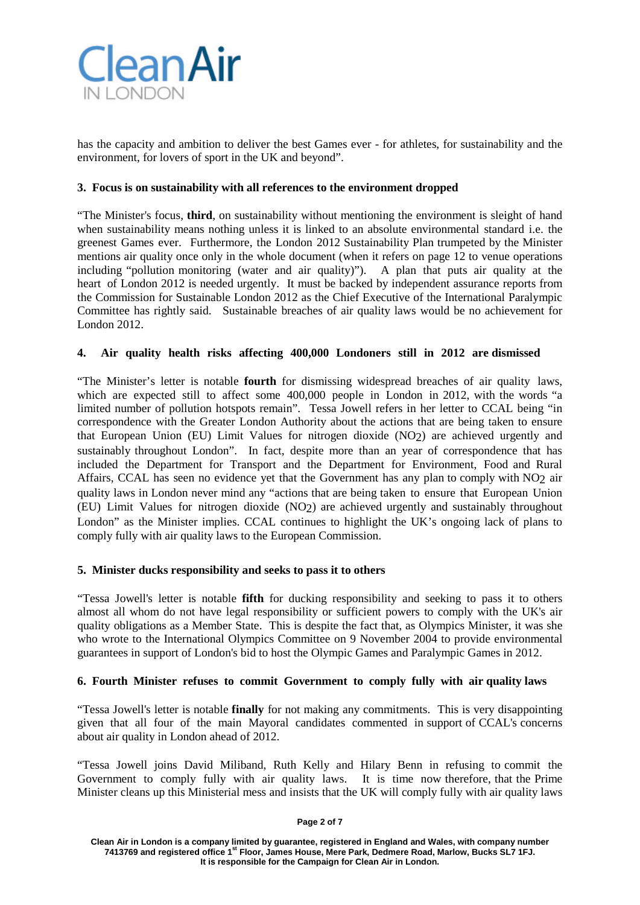has the capacity and ambition to deliver the best Games ever - for athletes, for sustainability and the environment, for lovers of sport in the UK and beyond".

### 3. Focus is on sustainability with all references to the environment dropped

"The Minister's focus, **third**, on sustainability without mentioning the environment is sleight of hand when sustainability means nothing unless it is linked to an absolute environmental standard i.e. the greenest Games ever. Furthermore, the London 2012 Sustainability Plan trumpeted by the Minister mentions air quality once only in the whole document (when it refers on page 12 to venue operations including "pollution monitoring (water and air quality)"). A plan that puts air quality at the heart of London 2012 is needed urgently. It must be backed by independent assurance reports from the Commission for Sustainable London 2012 as the Chief Executive of the International Paralympic Committee has rightly said. Sustainable breaches of air quality laws would be no achievement for London 2012.

### 4. Air quality health risks affecting 400,000 Londoners still in 2012 are dismissed

"The Minister's letter is notable **fourth** for dismissing widespread breaches of air quality laws, which are expected still to affect some 400,000 people in London in 2012, with the words "a limited number of pollution hotspots remain". Tessa Jowell refers in her letter to CCAL being "in correspondence with the Greater London Authority about the actions that are being taken to ensure that European Union (EU) Limit Values for nitrogen dioxide ($NO_2$) are achieved urgently and sustainably throughout London". In fact, despite more than an year of correspondence that has included the Department for Transport and the Department for Environment, Food and Rural Affairs, CCAL has seen no evidence yet that the Government has any plan to comply with $NO_2$ air quality laws in London never mind any "actions that are being taken to ensure that European Union (EU) Limit Values for nitrogen dioxide ($NO_2$) are achieved urgently and sustainably throughout London" as the Minister implies. CCAL continues to highlight the UK's ongoing lack of plans to comply fully with air quality laws to the European Commission.

### 5. Minister ducks responsibility and seeks to pass it to others

"Tessa Jowell's letter is notable **fifth** for ducking responsibility and seeking to pass it to others almost all whom do not have legal responsibility or sufficient powers to comply with the UK's air quality obligations as a Member State. This is despite the fact that, as Olympics Minister, it was she who wrote to the International Olympics Committee on 9 November 2004 to provide environmental guarantees in support of London's bid to host the Olympic Games and Paralympic Games in 2012.

### 6. Fourth Minister refuses to commit Government to comply fully with air quality laws

"Tessa Jowell's letter is notable **finally** for not making any commitments. This is very disappointing given that all four of the main Mayoral candidates commented in support of CCAL's concerns about air quality in London ahead of 2012.

"Tessa Jowell joins David Miliband, Ruth Kelly and Hilary Benn in refusing to commit the Government to comply fully with air quality laws. It is time now therefore, that the Prime Minister cleans up this Ministerial mess and insists that the UK will comply fully with air quality laws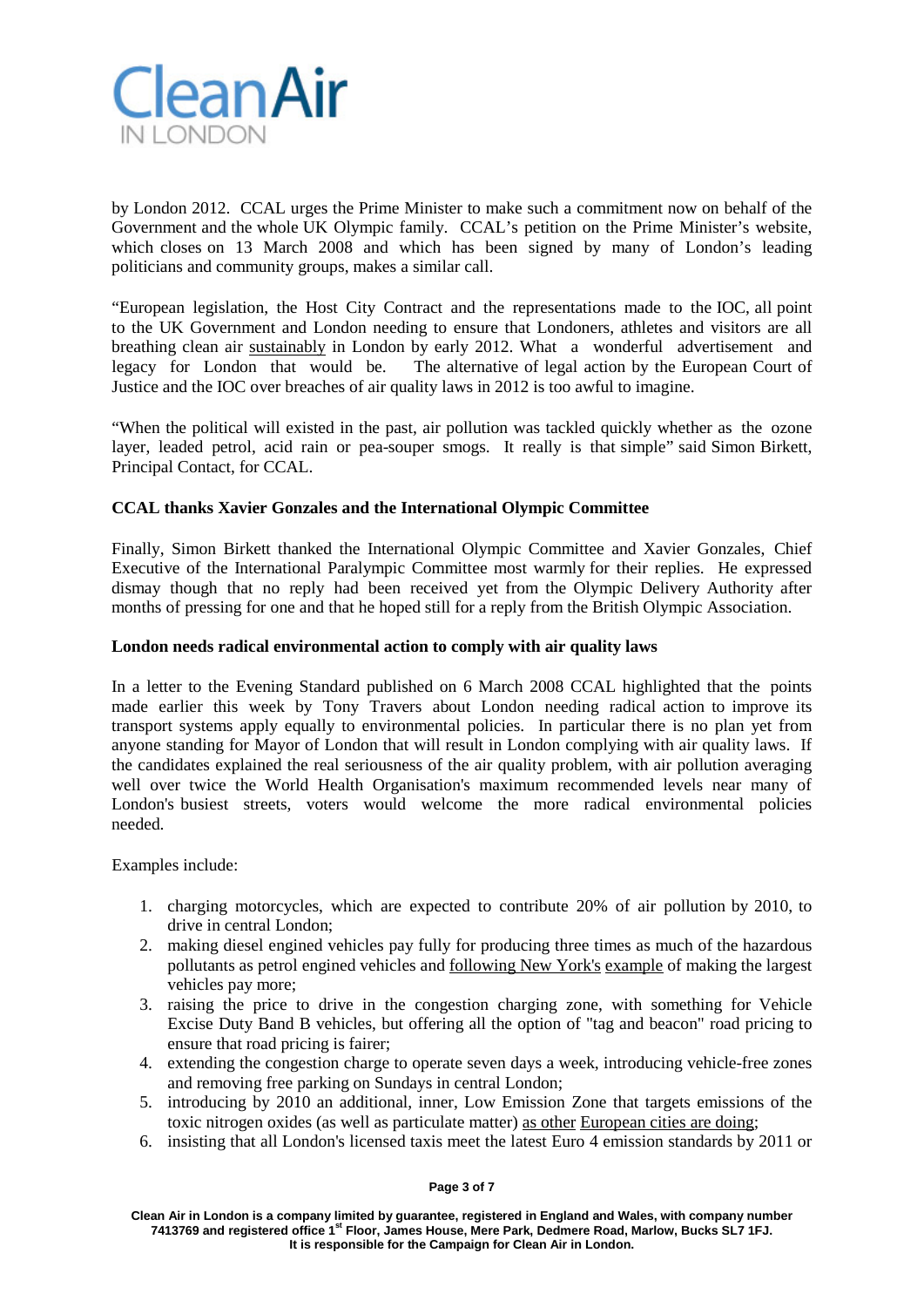by London 2012. CCAL urges the Prime Minister to make such a commitment now on behalf of the Government and the whole UK Olympic family. CCAL's petition on the Prime Minister's website, which closes on 13 March 2008 and which has been signed by many of London's leading politicians and community groups, makes a similar call.

"European legislation, the Host City Contract and the representations made to the IOC, all point to the UK Government and London needing to ensure that Londoners, athletes and visitors are all breathing clean air sustainably in London by early 2012. What a wonderful advertisement and legacy for London that would be. The alternative of legal action by the European Court of Justice and the IOC over breaches of air quality laws in 2012 is too awful to imagine.

"When the political will existed in the past, air pollution was tackled quickly whether as the ozone layer, leaded petrol, acid rain or pea-souper smogs. It really is that simple" said Simon Birkett, Principal Contact, for CCAL.

**CCAL thanks Xavier Gonzales and the International Olympic Committee**

Finally, Simon Birkett thanked the International Olympic Committee and Xavier Gonzales, Chief Executive of the International Paralympic Committee most warmly for their replies. He expressed dismay though that no reply had been received yet from the Olympic Delivery Authority after months of pressing for one and that he hoped still for a reply from the British Olympic Association.

**London needs radical environmental action to comply with air quality laws**

In a letter to the Evening Standard published on 6 March 2008 CCAL highlighted that the points made earlier this week by Tony Travers about London needing radical action to improve its transport systems apply equally to environmental policies. In particular there is no plan yet from anyone standing for Mayor of London that will result in London complying with air quality laws. If the candidates explained the real seriousness of the air quality problem, with air pollution averaging well over twice the World Health Organisation's maximum recommended levels near many of London's busiest streets, voters would welcome the more radical environmental policies needed.

Examples include:

1. charging motorcycles, which are expected to contribute 20% of air pollution by 2010, to drive in central London;
2. making diesel engined vehicles pay fully for producing three times as much of the hazardous pollutants as petrol engined vehicles and following New York's example of making the largest vehicles pay more;
3. raising the price to drive in the congestion charging zone, with something for Vehicle Excise Duty Band B vehicles, but offering all the option of "tag and beacon" road pricing to ensure that road pricing is fairer;
4. extending the congestion charge to operate seven days a week, introducing vehicle-free zones and removing free parking on Sundays in central London;
5. introducing by 2010 an additional, inner, Low Emission Zone that targets emissions of the toxic nitrogen oxides (as well as particulate matter) as other European cities are doing;
6. insisting that all London's licensed taxis meet the latest Euro 4 emission standards by 2011 or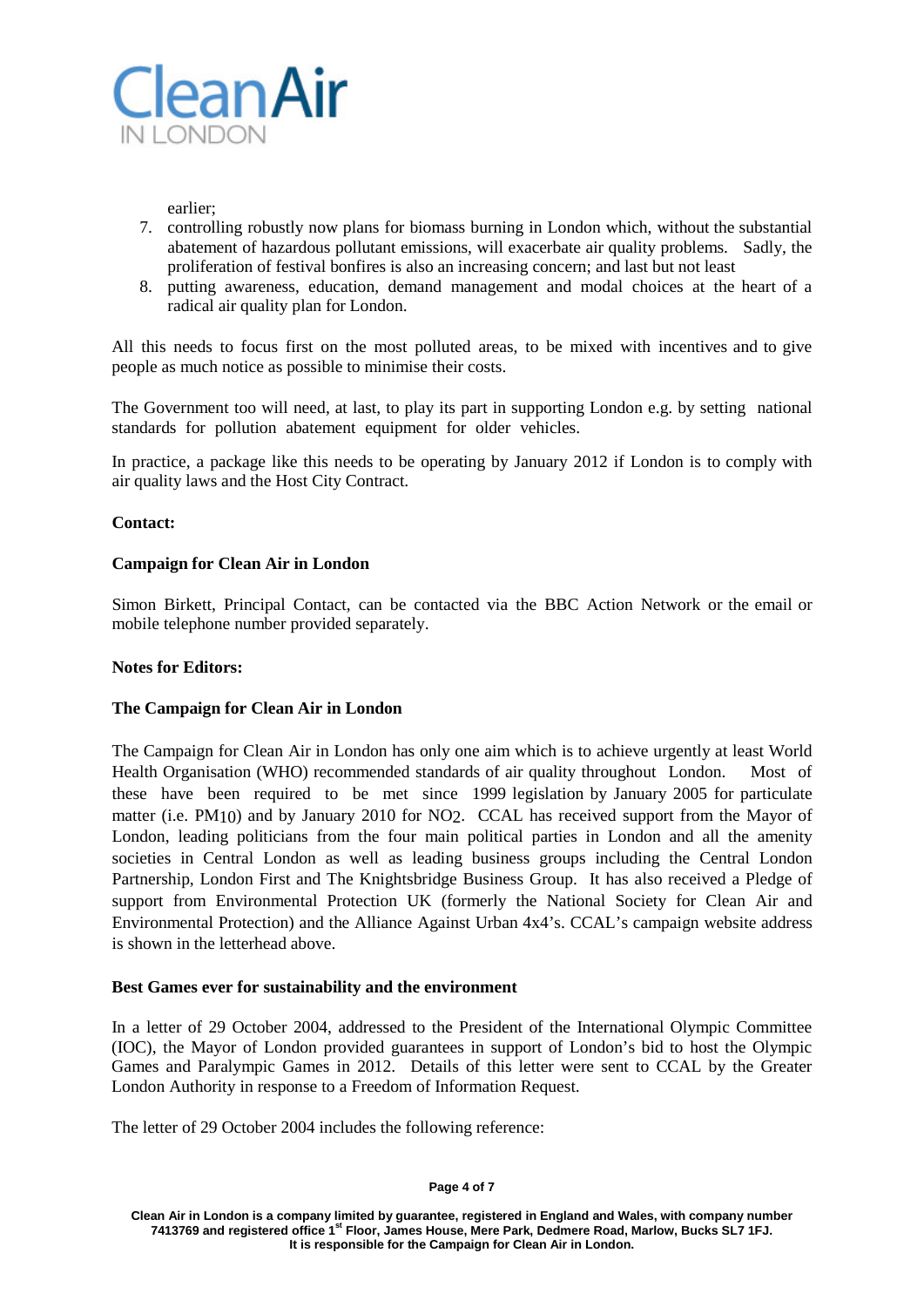earlier;

7. controlling robustly now plans for biomass burning in London which, without the substantial abatement of hazardous pollutant emissions, will exacerbate air quality problems. Sadly, the proliferation of festival bonfires is also an increasing concern; and last but not least
8. putting awareness, education, demand management and modal choices at the heart of a radical air quality plan for London.

All this needs to focus first on the most polluted areas, to be mixed with incentives and to give people as much notice as possible to minimise their costs.

The Government too will need, at last, to play its part in supporting London e.g. by setting national standards for pollution abatement equipment for older vehicles.

In practice, a package like this needs to be operating by January 2012 if London is to comply with air quality laws and the Host City Contract.

**Contact:**

**Campaign for Clean Air in London**

Simon Birkett, Principal Contact, can be contacted via the BBC Action Network or the email or mobile telephone number provided separately.

**Notes for Editors:**

**The Campaign for Clean Air in London**

The Campaign for Clean Air in London has only one aim which is to achieve urgently at least World Health Organisation (WHO) recommended standards of air quality throughout London. Most of these have been required to be met since 1999 legislation by January 2005 for particulate matter (i.e. $PM_{10}$) and by January 2010 for $NO_2$. CCAL has received support from the Mayor of London, leading politicians from the four main political parties in London and all the amenity societies in Central London as well as leading business groups including the Central London Partnership, London First and The Knightsbridge Business Group. It has also received a Pledge of support from Environmental Protection UK (formerly the National Society for Clean Air and Environmental Protection) and the Alliance Against Urban 4x4's. CCAL's campaign website address is shown in the letterhead above.

**Best Games ever for sustainability and the environment**

In a letter of 29 October 2004, addressed to the President of the International Olympic Committee (IOC), the Mayor of London provided guarantees in support of London's bid to host the Olympic Games and Paralympic Games in 2012. Details of this letter were sent to CCAL by the Greater London Authority in response to a Freedom of Information Request.

The letter of 29 October 2004 includes the following reference: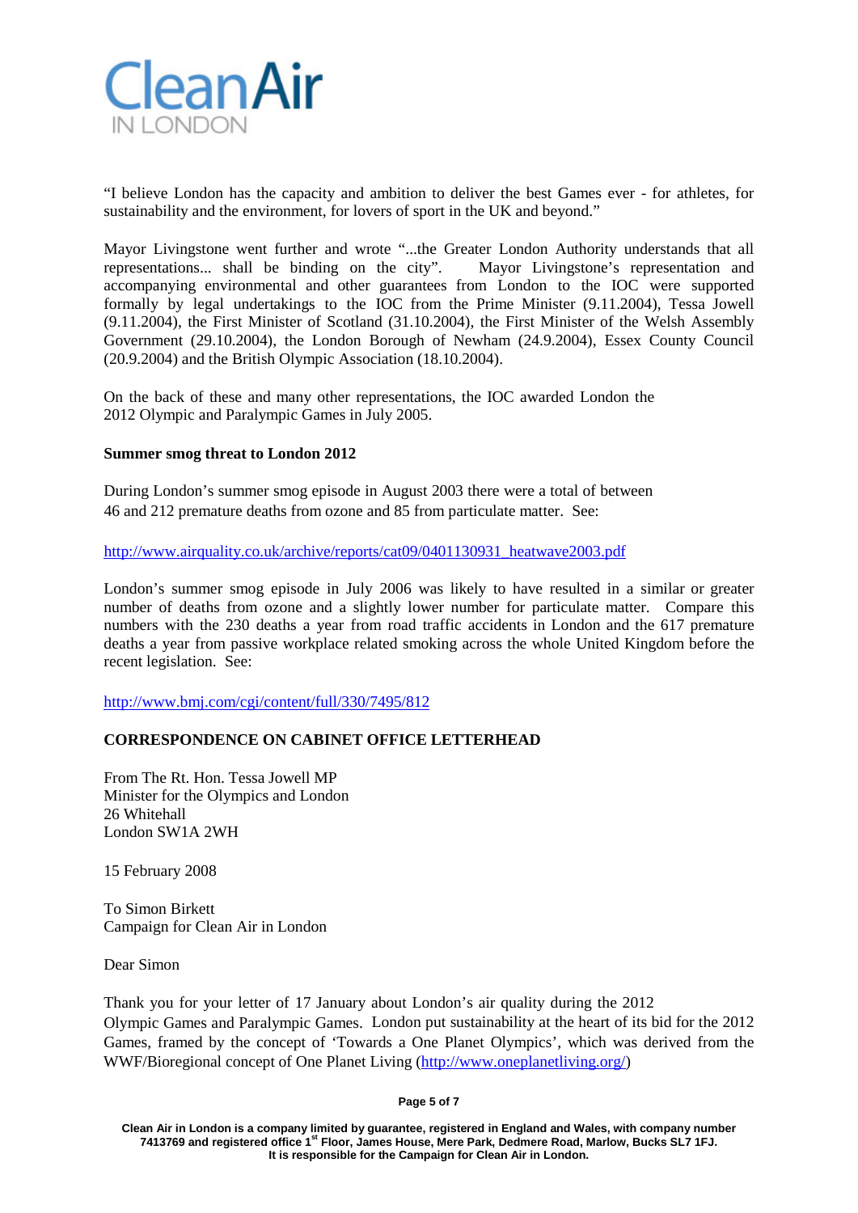"I believe London has the capacity and ambition to deliver the best Games ever - for athletes, for sustainability and the environment, for lovers of sport in the UK and beyond."

Mayor Livingstone went further and wrote "...the Greater London Authority understands that all representations... shall be binding on the city". Mayor Livingstone's representation and accompanying environmental and other guarantees from London to the IOC were supported formally by legal undertakings to the IOC from the Prime Minister (9.11.2004), Tessa Jowell (9.11.2004), the First Minister of Scotland (31.10.2004), the First Minister of the Welsh Assembly Government (29.10.2004), the London Borough of Newham (24.9.2004), Essex County Council (20.9.2004) and the British Olympic Association (18.10.2004).

On the back of these and many other representations, the IOC awarded London the 2012 Olympic and Paralympic Games in July 2005.

**Summer smog threat to London 2012**

During London's summer smog episode in August 2003 there were a total of between 46 and 212 premature deaths from ozone and 85 from particulate matter. See:

http://www.airquality.co.uk/archive/reports/cat09/0401130931_heatwave2003.pdf

London's summer smog episode in July 2006 was likely to have resulted in a similar or greater number of deaths from ozone and a slightly lower number for particulate matter. Compare this numbers with the 230 deaths a year from road traffic accidents in London and the 617 premature deaths a year from passive workplace related smoking across the whole United Kingdom before the recent legislation. See:

http://www.bmj.com/cgi/content/full/330/7495/812

**CORRESPONDENCE ON CABINET OFFICE LETTERHEAD**

From The Rt. Hon. Tessa Jowell MP
Minister for the Olympics and London
26 Whitehall
London SW1A 2WH

15 February 2008

To Simon Birkett
Campaign for Clean Air in London

Dear Simon

Thank you for your letter of 17 January about London's air quality during the 2012 Olympic Games and Paralympic Games. London put sustainability at the heart of its bid for the 2012 Games, framed by the concept of 'Towards a One Planet Olympics', which was derived from the WWF/Bioregional concept of One Planet Living (http://www.oneplanetliving.org/)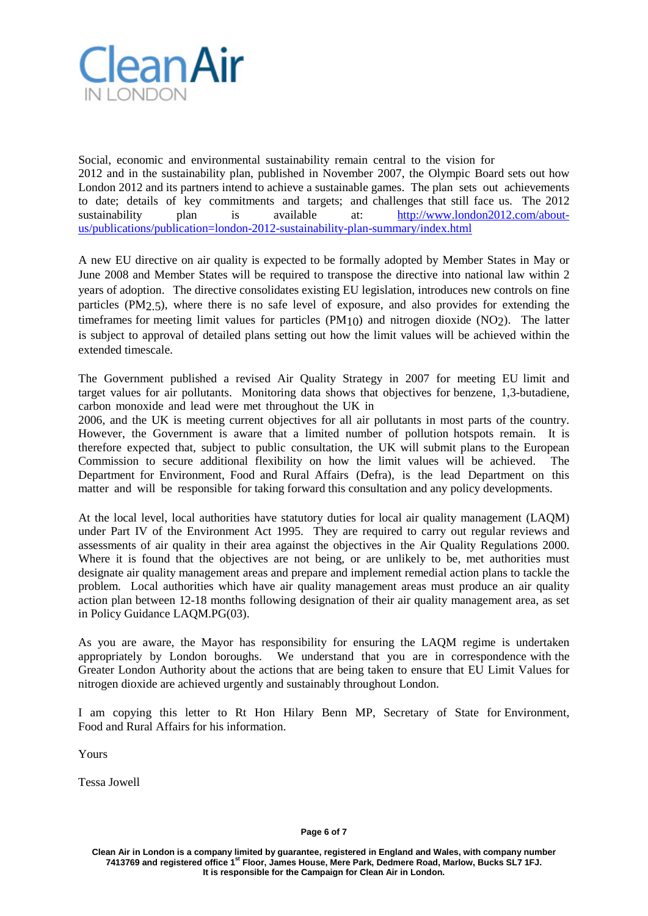Social, economic and environmental sustainability remain central to the vision for 2012 and in the sustainability plan, published in November 2007, the Olympic Board sets out how London 2012 and its partners intend to achieve a sustainable games. The plan sets out achievements to date; details of key commitments and targets; and challenges that still face us. The 2012 sustainability plan is available at: http://www.london2012.com/about-us/publications/publication=london-2012-sustainability-plan-summary/index.html

A new EU directive on air quality is expected to be formally adopted by Member States in May or June 2008 and Member States will be required to transpose the directive into national law within 2 years of adoption. The directive consolidates existing EU legislation, introduces new controls on fine particles ($PM_{2.5}$), where there is no safe level of exposure, and also provides for extending the timeframes for meeting limit values for particles ($PM_{10}$) and nitrogen dioxide ($NO_2$). The latter is subject to approval of detailed plans setting out how the limit values will be achieved within the extended timescale.

The Government published a revised Air Quality Strategy in 2007 for meeting EU limit and target values for air pollutants. Monitoring data shows that objectives for benzene, 1,3-butadiene, carbon monoxide and lead were met throughout the UK in 2006, and the UK is meeting current objectives for all air pollutants in most parts of the country. However, the Government is aware that a limited number of pollution hotspots remain. It is therefore expected that, subject to public consultation, the UK will submit plans to the European Commission to secure additional flexibility on how the limit values will be achieved. The Department for Environment, Food and Rural Affairs (Defra), is the lead Department on this matter and will be responsible for taking forward this consultation and any policy developments.

At the local level, local authorities have statutory duties for local air quality management (LAQM) under Part IV of the Environment Act 1995. They are required to carry out regular reviews and assessments of air quality in their area against the objectives in the Air Quality Regulations 2000. Where it is found that the objectives are not being, or are unlikely to be, met authorities must designate air quality management areas and prepare and implement remedial action plans to tackle the problem. Local authorities which have air quality management areas must produce an air quality action plan between 12-18 months following designation of their air quality management area, as set in Policy Guidance LAQM.PG(03).

As you are aware, the Mayor has responsibility for ensuring the LAQM regime is undertaken appropriately by London boroughs. We understand that you are in correspondence with the Greater London Authority about the actions that are being taken to ensure that EU Limit Values for nitrogen dioxide are achieved urgently and sustainably throughout London.

I am copying this letter to Rt Hon Hilary Benn MP, Secretary of State for Environment, Food and Rural Affairs for his information.

Yours

Tessa Jowell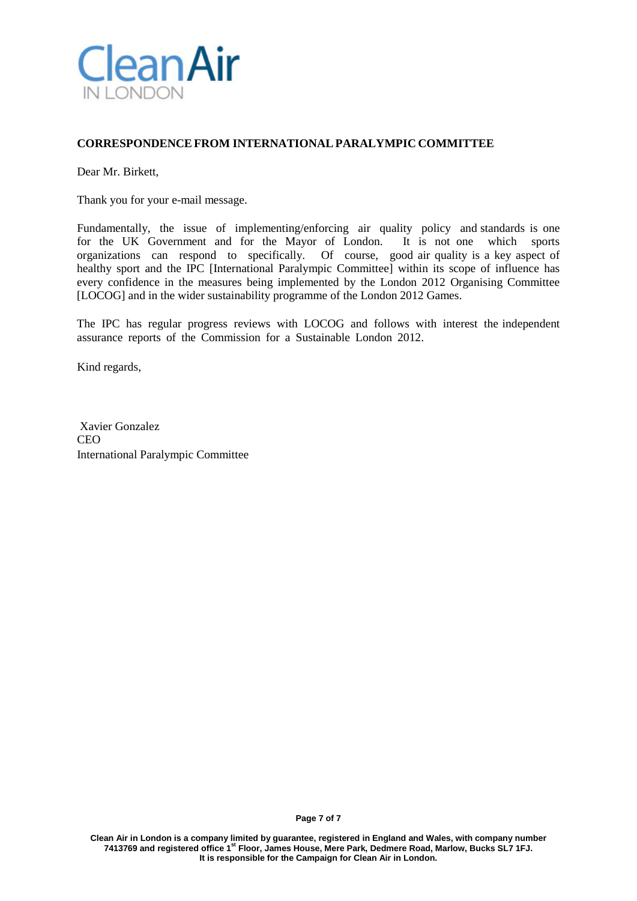**CORRESPONDENCE FROM INTERNATIONAL PARALYMPIC COMMITTEE**

Dear Mr. Birkett,

Thank you for your e-mail message.

Fundamentally, the issue of implementing/enforcing air quality policy and standards is one for the UK Government and for the Mayor of London. It is not one which sports organizations can respond to specifically. Of course, good air quality is a key aspect of healthy sport and the IPC [International Paralympic Committee] within its scope of influence has every confidence in the measures being implemented by the London 2012 Organising Committee [LOCOG] and in the wider sustainability programme of the London 2012 Games.

The IPC has regular progress reviews with LOCOG and follows with interest the independent assurance reports of the Commission for a Sustainable London 2012.

Kind regards,

Xavier Gonzalez
CEO
International Paralympic Committee

**Clean Air in London is a company limited by guarantee, registered in England and Wales, with company number 7413769 and registered office 1st Floor, James House, Mere Park, Dedmere Road, Marlow, Bucks SL7 1FJ. It is responsible for the Campaign for Clean Air in London.**